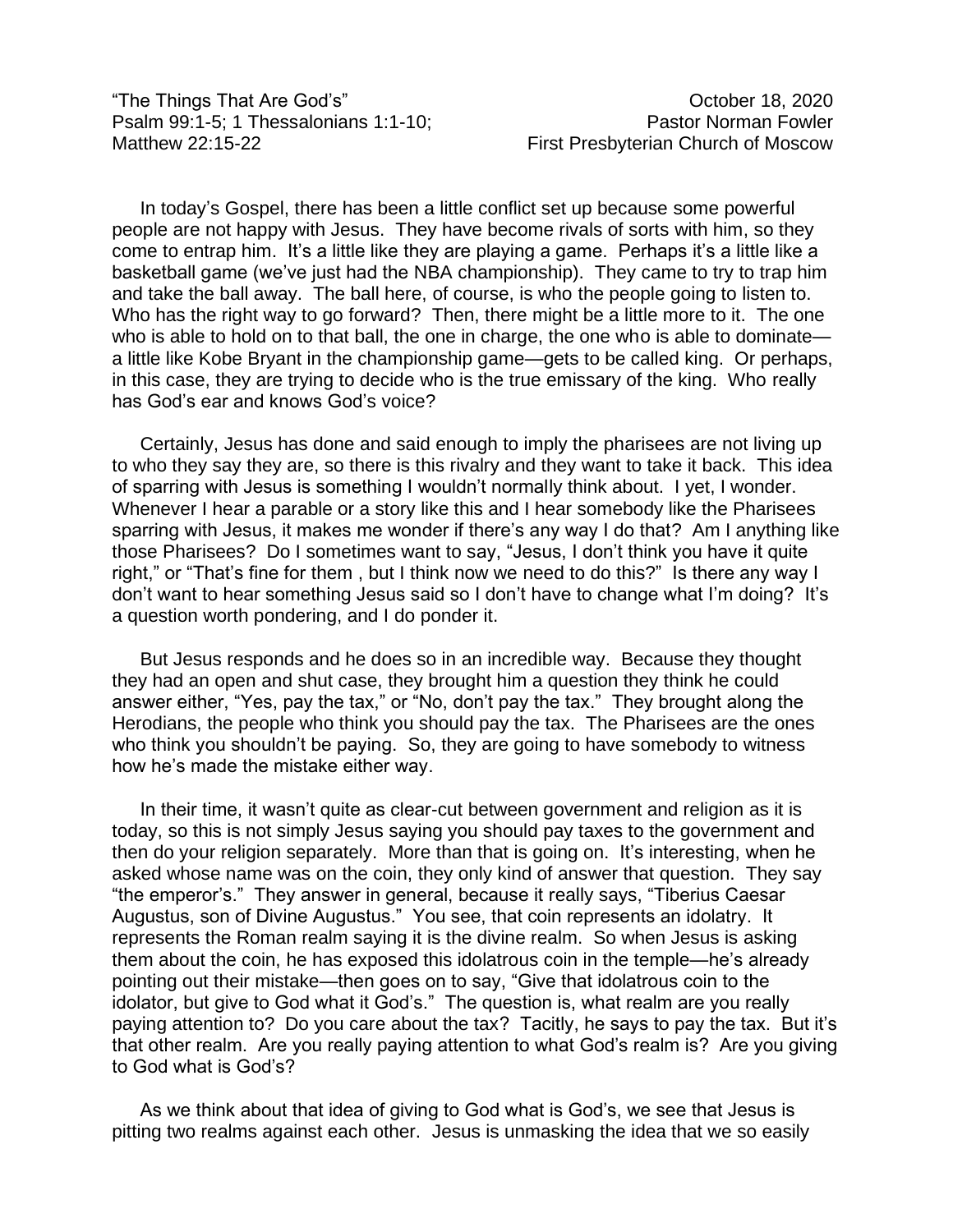“The Things That Are God’s” October 18, 2020
Psalm 99:1-5; 1 Thessalonians 1:1-10; Pastor Norman Fowler
Matthew 22:15-22 First Presbyterian Church of Moscow

In today’s Gospel, there has been a little conflict set up because some powerful people are not happy with Jesus. They have become rivals of sorts with him, so they come to entrap him. It’s a little like they are playing a game. Perhaps it’s a little like a basketball game (we’ve just had the NBA championship). They came to try to trap him and take the ball away. The ball here, of course, is who the people going to listen to. Who has the right way to go forward? Then, there might be a little more to it. The one who is able to hold on to that ball, the one in charge, the one who is able to dominate—a little like Kobe Bryant in the championship game—gets to be called king. Or perhaps, in this case, they are trying to decide who is the true emissary of the king. Who really has God’s ear and knows God’s voice?

Certainly, Jesus has done and said enough to imply the pharisees are not living up to who they say they are, so there is this rivalry and they want to take it back. This idea of sparring with Jesus is something I wouldn’t normally think about. I yet, I wonder. Whenever I hear a parable or a story like this and I hear somebody like the Pharisees sparring with Jesus, it makes me wonder if there’s any way I do that? Am I anything like those Pharisees? Do I sometimes want to say, “Jesus, I don’t think you have it quite right,” or “That’s fine for them , but I think now we need to do this?” Is there any way I don’t want to hear something Jesus said so I don’t have to change what I’m doing? It’s a question worth pondering, and I do ponder it.

But Jesus responds and he does so in an incredible way. Because they thought they had an open and shut case, they brought him a question they think he could answer either, “Yes, pay the tax,” or “No, don’t pay the tax.” They brought along the Herodians, the people who think you should pay the tax. The Pharisees are the ones who think you shouldn’t be paying. So, they are going to have somebody to witness how he’s made the mistake either way.

In their time, it wasn’t quite as clear-cut between government and religion as it is today, so this is not simply Jesus saying you should pay taxes to the government and then do your religion separately. More than that is going on. It’s interesting, when he asked whose name was on the coin, they only kind of answer that question. They say “the emperor’s.” They answer in general, because it really says, “Tiberius Caesar Augustus, son of Divine Augustus.” You see, that coin represents an idolatry. It represents the Roman realm saying it is the divine realm. So when Jesus is asking them about the coin, he has exposed this idolatrous coin in the temple—he’s already pointing out their mistake—then goes on to say, “Give that idolatrous coin to the idolator, but give to God what it God’s.” The question is, what realm are you really paying attention to? Do you care about the tax? Tacitly, he says to pay the tax. But it’s that other realm. Are you really paying attention to what God’s realm is? Are you giving to God what is God’s?

As we think about that idea of giving to God what is God’s, we see that Jesus is pitting two realms against each other. Jesus is unmasking the idea that we so easily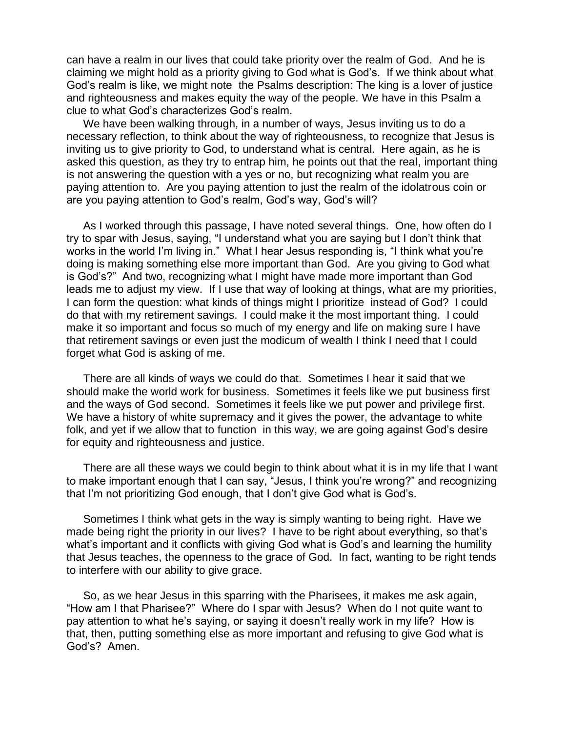can have a realm in our lives that could take priority over the realm of God. And he is claiming we might hold as a priority giving to God what is God's. If we think about what God's realm is like, we might note the Psalms description: The king is a lover of justice and righteousness and makes equity the way of the people. We have in this Psalm a clue to what God's characterizes God's realm.

We have been walking through, in a number of ways, Jesus inviting us to do a necessary reflection, to think about the way of righteousness, to recognize that Jesus is inviting us to give priority to God, to understand what is central. Here again, as he is asked this question, as they try to entrap him, he points out that the real, important thing is not answering the question with a yes or no, but recognizing what realm you are paying attention to. Are you paying attention to just the realm of the idolatrous coin or are you paying attention to God's realm, God's way, God's will?

As I worked through this passage, I have noted several things. One, how often do I try to spar with Jesus, saying, "I understand what you are saying but I don't think that works in the world I'm living in." What I hear Jesus responding is, "I think what you're doing is making something else more important than God. Are you giving to God what is God's?" And two, recognizing what I might have made more important than God leads me to adjust my view. If I use that way of looking at things, what are my priorities, I can form the question: what kinds of things might I prioritize instead of God? I could do that with my retirement savings. I could make it the most important thing. I could make it so important and focus so much of my energy and life on making sure I have that retirement savings or even just the modicum of wealth I think I need that I could forget what God is asking of me.

There are all kinds of ways we could do that. Sometimes I hear it said that we should make the world work for business. Sometimes it feels like we put business first and the ways of God second. Sometimes it feels like we put power and privilege first. We have a history of white supremacy and it gives the power, the advantage to white folk, and yet if we allow that to function in this way, we are going against God's desire for equity and righteousness and justice.

There are all these ways we could begin to think about what it is in my life that I want to make important enough that I can say, "Jesus, I think you're wrong?" and recognizing that I'm not prioritizing God enough, that I don't give God what is God's.

Sometimes I think what gets in the way is simply wanting to being right. Have we made being right the priority in our lives? I have to be right about everything, so that's what's important and it conflicts with giving God what is God's and learning the humility that Jesus teaches, the openness to the grace of God. In fact, wanting to be right tends to interfere with our ability to give grace.

So, as we hear Jesus in this sparring with the Pharisees, it makes me ask again, "How am I that Pharisee?" Where do I spar with Jesus? When do I not quite want to pay attention to what he's saying, or saying it doesn't really work in my life? How is that, then, putting something else as more important and refusing to give God what is God's? Amen.